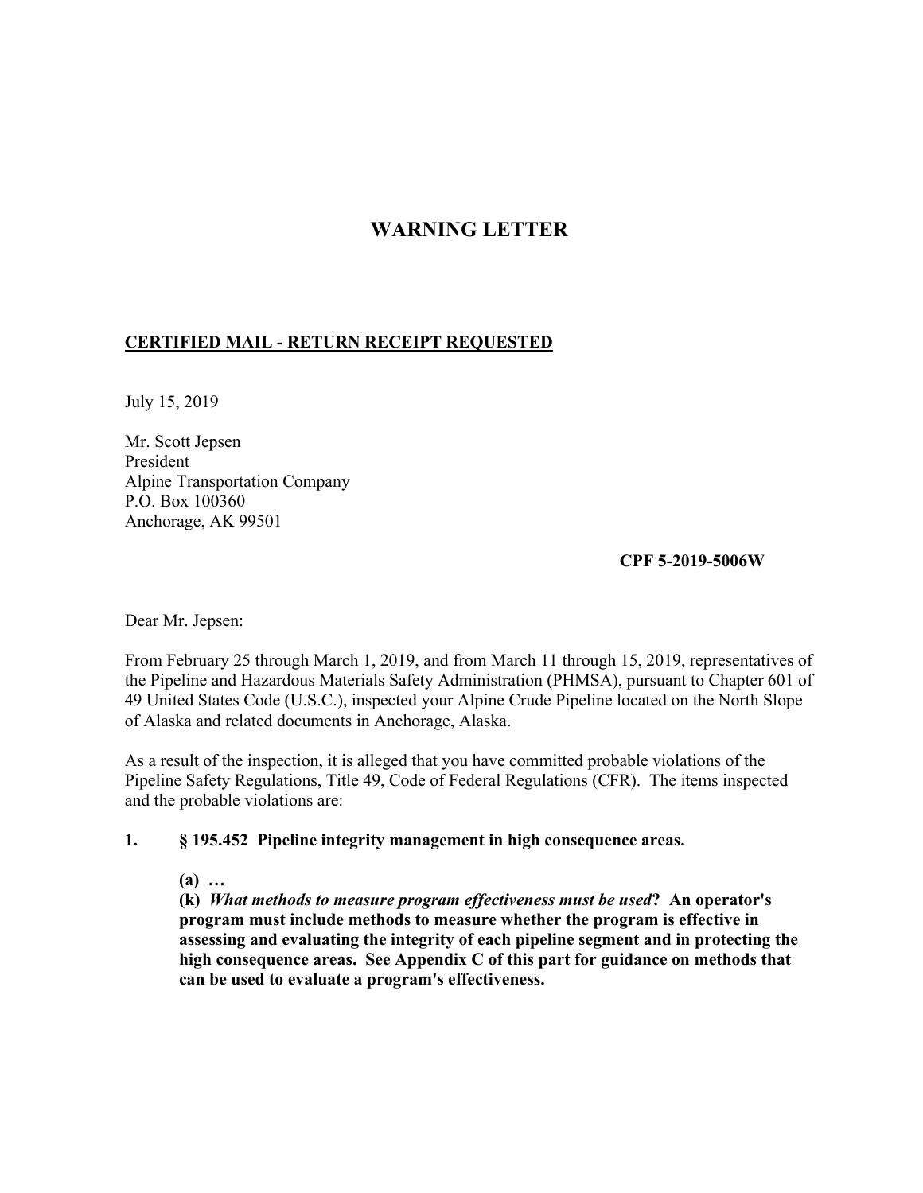# WARNING LETTER

**<u>CERTIFIED MAIL - RETURN RECEIPT REQUESTED</u>**

July 15, 2019

Mr. Scott Jepsen
President
Alpine Transportation Company
P.O. Box 100360
Anchorage, AK 99501

**CPF 5-2019-5006W**

Dear Mr. Jepsen:

From February 25 through March 1, 2019, and from March 11 through 15, 2019, representatives of the Pipeline and Hazardous Materials Safety Administration (PHMSA), pursuant to Chapter 601 of 49 United States Code (U.S.C.), inspected your Alpine Crude Pipeline located on the North Slope of Alaska and related documents in Anchorage, Alaska.

As a result of the inspection, it is alleged that you have committed probable violations of the Pipeline Safety Regulations, Title 49, Code of Federal Regulations (CFR). The items inspected and the probable violations are:

**1. § 195.452 Pipeline integrity management in high consequence areas.**

**(a) …**
**(k)** ***What methods to measure program effectiveness must be used*****? An operator's program must include methods to measure whether the program is effective in assessing and evaluating the integrity of each pipeline segment and in protecting the high consequence areas. See Appendix C of this part for guidance on methods that can be used to evaluate a program's effectiveness.**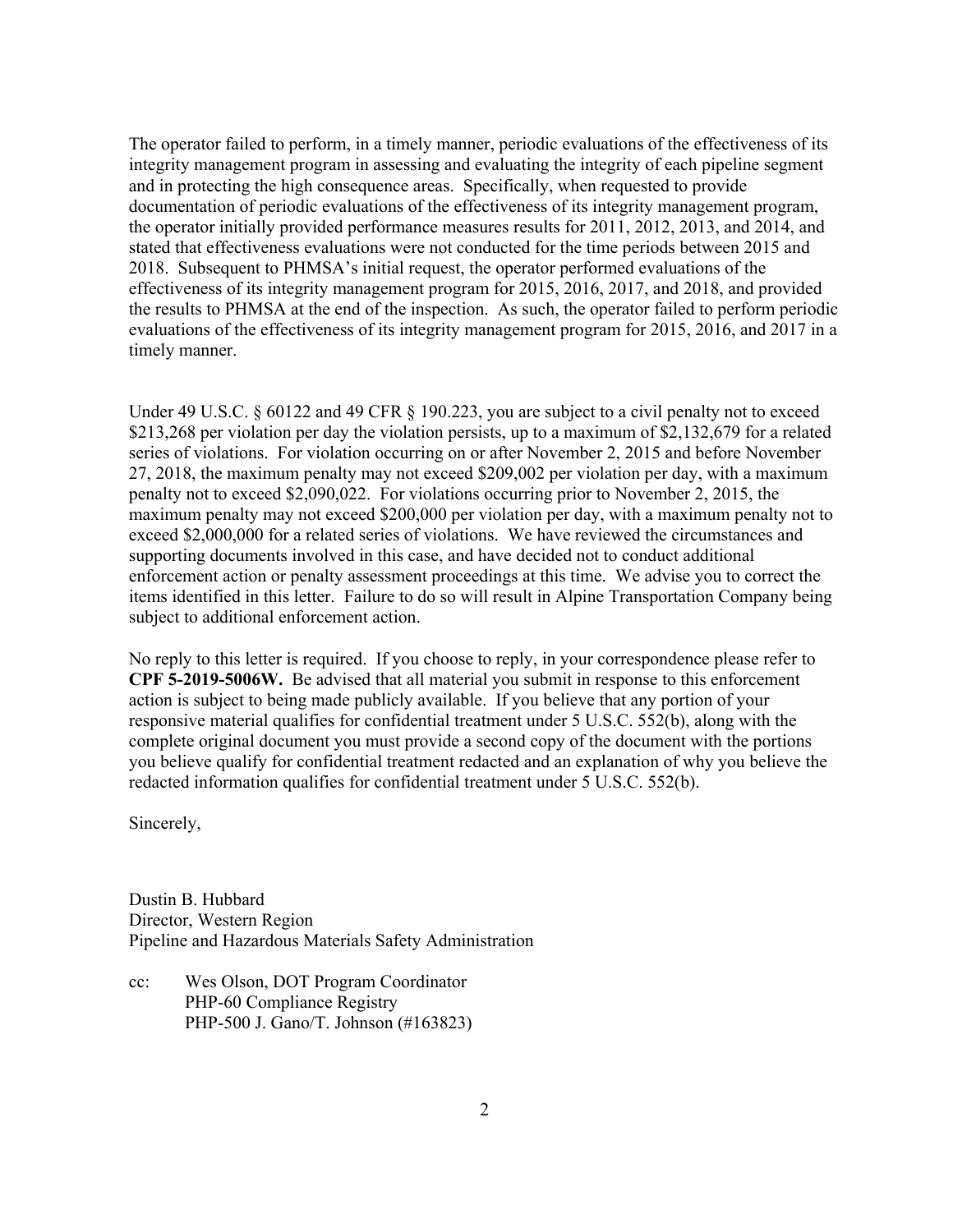The operator failed to perform, in a timely manner, periodic evaluations of the effectiveness of its integrity management program in assessing and evaluating the integrity of each pipeline segment and in protecting the high consequence areas. Specifically, when requested to provide documentation of periodic evaluations of the effectiveness of its integrity management program, the operator initially provided performance measures results for 2011, 2012, 2013, and 2014, and stated that effectiveness evaluations were not conducted for the time periods between 2015 and 2018. Subsequent to PHMSA's initial request, the operator performed evaluations of the effectiveness of its integrity management program for 2015, 2016, 2017, and 2018, and provided the results to PHMSA at the end of the inspection. As such, the operator failed to perform periodic evaluations of the effectiveness of its integrity management program for 2015, 2016, and 2017 in a timely manner.

Under 49 U.S.C. § 60122 and 49 CFR § 190.223, you are subject to a civil penalty not to exceed $213,268 per violation per day the violation persists, up to a maximum of $2,132,679 for a related series of violations. For violation occurring on or after November 2, 2015 and before November 27, 2018, the maximum penalty may not exceed $209,002 per violation per day, with a maximum penalty not to exceed $2,090,022. For violations occurring prior to November 2, 2015, the maximum penalty may not exceed $200,000 per violation per day, with a maximum penalty not to exceed $2,000,000 for a related series of violations. We have reviewed the circumstances and supporting documents involved in this case, and have decided not to conduct additional enforcement action or penalty assessment proceedings at this time. We advise you to correct the items identified in this letter. Failure to do so will result in Alpine Transportation Company being subject to additional enforcement action.

No reply to this letter is required. If you choose to reply, in your correspondence please refer to **CPF 5-2019-5006W.** Be advised that all material you submit in response to this enforcement action is subject to being made publicly available. If you believe that any portion of your responsive material qualifies for confidential treatment under 5 U.S.C. 552(b), along with the complete original document you must provide a second copy of the document with the portions you believe qualify for confidential treatment redacted and an explanation of why you believe the redacted information qualifies for confidential treatment under 5 U.S.C. 552(b).

Sincerely,

Dustin B. Hubbard
Director, Western Region
Pipeline and Hazardous Materials Safety Administration

cc: Wes Olson, DOT Program Coordinator
PHP-60 Compliance Registry
PHP-500 J. Gano/T. Johnson (#163823)